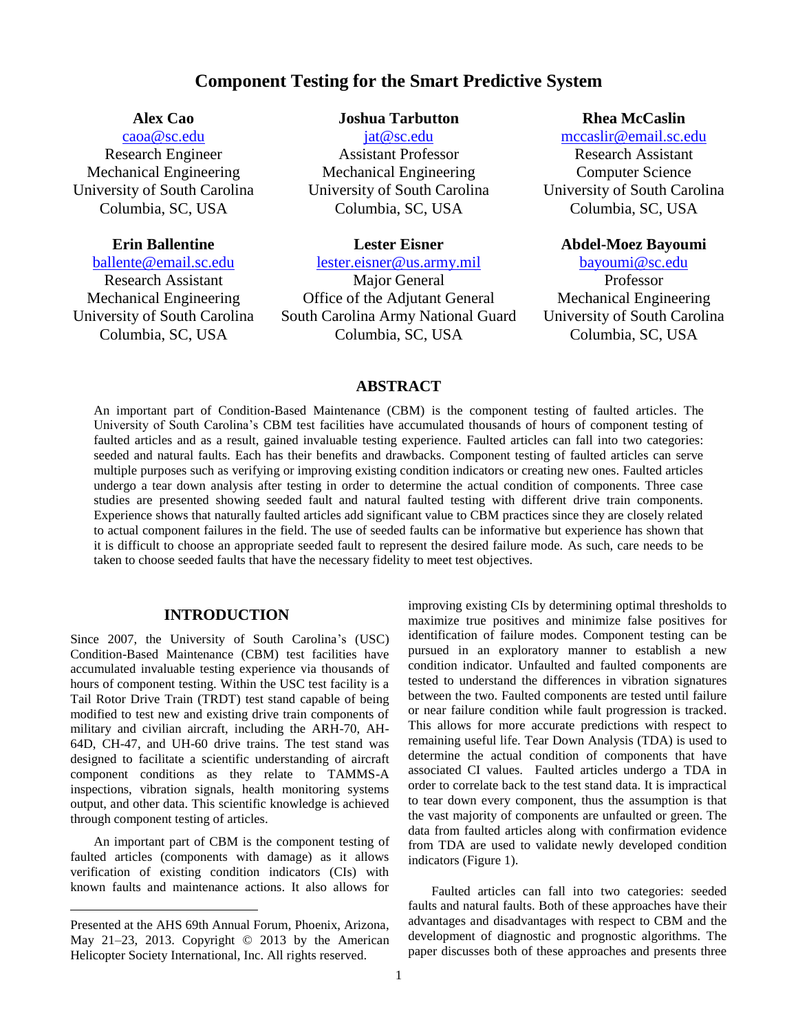# Component Testing for the Smart Predictive System

**Alex Cao**
caoa@sc.edu
Research Engineer
Mechanical Engineering
University of South Carolina
Columbia, SC, USA

**Joshua Tarbutton**
jat@sc.edu
Assistant Professor
Mechanical Engineering
University of South Carolina
Columbia, SC, USA

**Rhea McCaslin**
mccaslir@email.sc.edu
Research Assistant
Computer Science
University of South Carolina
Columbia, SC, USA

**Erin Ballentine**
ballente@email.sc.edu
Research Assistant
Mechanical Engineering
University of South Carolina
Columbia, SC, USA

**Lester Eisner**
lester.eisner@us.army.mil
Major General
Office of the Adjutant General
South Carolina Army National Guard
Columbia, SC, USA

**Abdel-Moez Bayoumi**
bayoumi@sc.edu
Professor
Mechanical Engineering
University of South Carolina
Columbia, SC, USA

## ABSTRACT

An important part of Condition-Based Maintenance (CBM) is the component testing of faulted articles. The University of South Carolina's CBM test facilities have accumulated thousands of hours of component testing of faulted articles and as a result, gained invaluable testing experience. Faulted articles can fall into two categories: seeded and natural faults. Each has their benefits and drawbacks. Component testing of faulted articles can serve multiple purposes such as verifying or improving existing condition indicators or creating new ones. Faulted articles undergo a tear down analysis after testing in order to determine the actual condition of components. Three case studies are presented showing seeded fault and natural faulted testing with different drive train components. Experience shows that naturally faulted articles add significant value to CBM practices since they are closely related to actual component failures in the field. The use of seeded faults can be informative but experience has shown that it is difficult to choose an appropriate seeded fault to represent the desired failure mode. As such, care needs to be taken to choose seeded faults that have the necessary fidelity to meet test objectives.

## INTRODUCTION

Since 2007, the University of South Carolina's (USC) Condition-Based Maintenance (CBM) test facilities have accumulated invaluable testing experience via thousands of hours of component testing. Within the USC test facility is a Tail Rotor Drive Train (TRDT) test stand capable of being modified to test new and existing drive train components of military and civilian aircraft, including the ARH-70, AH-64D, CH-47, and UH-60 drive trains. The test stand was designed to facilitate a scientific understanding of aircraft component conditions as they relate to TAMMS-A inspections, vibration signals, health monitoring systems output, and other data. This scientific knowledge is achieved through component testing of articles.

An important part of CBM is the component testing of faulted articles (components with damage) as it allows verification of existing condition indicators (CIs) with known faults and maintenance actions. It also allows for improving existing CIs by determining optimal thresholds to maximize true positives and minimize false positives for identification of failure modes. Component testing can be pursued in an exploratory manner to establish a new condition indicator. Unfaulted and faulted components are tested to understand the differences in vibration signatures between the two. Faulted components are tested until failure or near failure condition while fault progression is tracked. This allows for more accurate predictions with respect to remaining useful life. Tear Down Analysis (TDA) is used to determine the actual condition of components that have associated CI values. Faulted articles undergo a TDA in order to correlate back to the test stand data. It is impractical to tear down every component, thus the assumption is that the vast majority of components are unfaulted or green. The data from faulted articles along with confirmation evidence from TDA are used to validate newly developed condition indicators (Figure 1).

Faulted articles can fall into two categories: seeded faults and natural faults. Both of these approaches have their advantages and disadvantages with respect to CBM and the development of diagnostic and prognostic algorithms. The paper discusses both of these approaches and presents three

Presented at the AHS 69th Annual Forum, Phoenix, Arizona, May 21–23, 2013. Copyright © 2013 by the American Helicopter Society International, Inc. All rights reserved.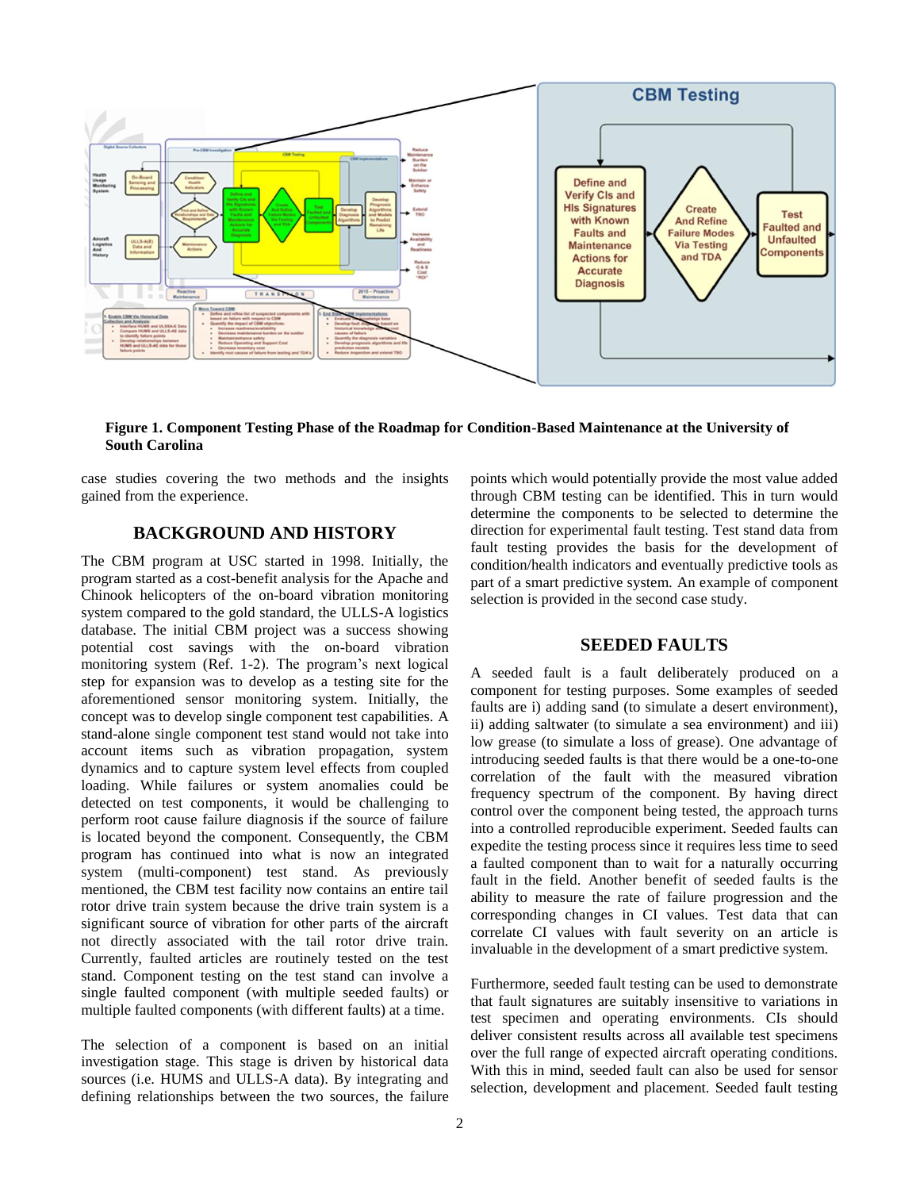**Figure 1. Component Testing Phase of the Roadmap for Condition-Based Maintenance at the University of South Carolina**

case studies covering the two methods and the insights gained from the experience.

## BACKGROUND AND HISTORY

The CBM program at USC started in 1998. Initially, the program started as a cost-benefit analysis for the Apache and Chinook helicopters of the on-board vibration monitoring system compared to the gold standard, the ULLS-A logistics database. The initial CBM project was a success showing potential cost savings with the on-board vibration monitoring system (Ref. 1-2). The program's next logical step for expansion was to develop as a testing site for the aforementioned sensor monitoring system. Initially, the concept was to develop single component test capabilities. A stand-alone single component test stand would not take into account items such as vibration propagation, system dynamics and to capture system level effects from coupled loading. While failures or system anomalies could be detected on test components, it would be challenging to perform root cause failure diagnosis if the source of failure is located beyond the component. Consequently, the CBM program has continued into what is now an integrated system (multi-component) test stand. As previously mentioned, the CBM test facility now contains an entire tail rotor drive train system because the drive train system is a significant source of vibration for other parts of the aircraft not directly associated with the tail rotor drive train. Currently, faulted articles are routinely tested on the test stand. Component testing on the test stand can involve a single faulted component (with multiple seeded faults) or multiple faulted components (with different faults) at a time.

The selection of a component is based on an initial investigation stage. This stage is driven by historical data sources (i.e. HUMS and ULLS-A data). By integrating and defining relationships between the two sources, the failure points which would potentially provide the most value added through CBM testing can be identified. This in turn would determine the components to be selected to determine the direction for experimental fault testing. Test stand data from fault testing provides the basis for the development of condition/health indicators and eventually predictive tools as part of a smart predictive system. An example of component selection is provided in the second case study.

## SEEDED FAULTS

A seeded fault is a fault deliberately produced on a component for testing purposes. Some examples of seeded faults are i) adding sand (to simulate a desert environment), ii) adding saltwater (to simulate a sea environment) and iii) low grease (to simulate a loss of grease). One advantage of introducing seeded faults is that there would be a one-to-one correlation of the fault with the measured vibration frequency spectrum of the component. By having direct control over the component being tested, the approach turns into a controlled reproducible experiment. Seeded faults can expedite the testing process since it requires less time to seed a faulted component than to wait for a naturally occurring fault in the field. Another benefit of seeded faults is the ability to measure the rate of failure progression and the corresponding changes in CI values. Test data that can correlate CI values with fault severity on an article is invaluable in the development of a smart predictive system.

Furthermore, seeded fault testing can be used to demonstrate that fault signatures are suitably insensitive to variations in test specimen and operating environments. CIs should deliver consistent results across all available test specimens over the full range of expected aircraft operating conditions. With this in mind, seeded fault can also be used for sensor selection, development and placement. Seeded fault testing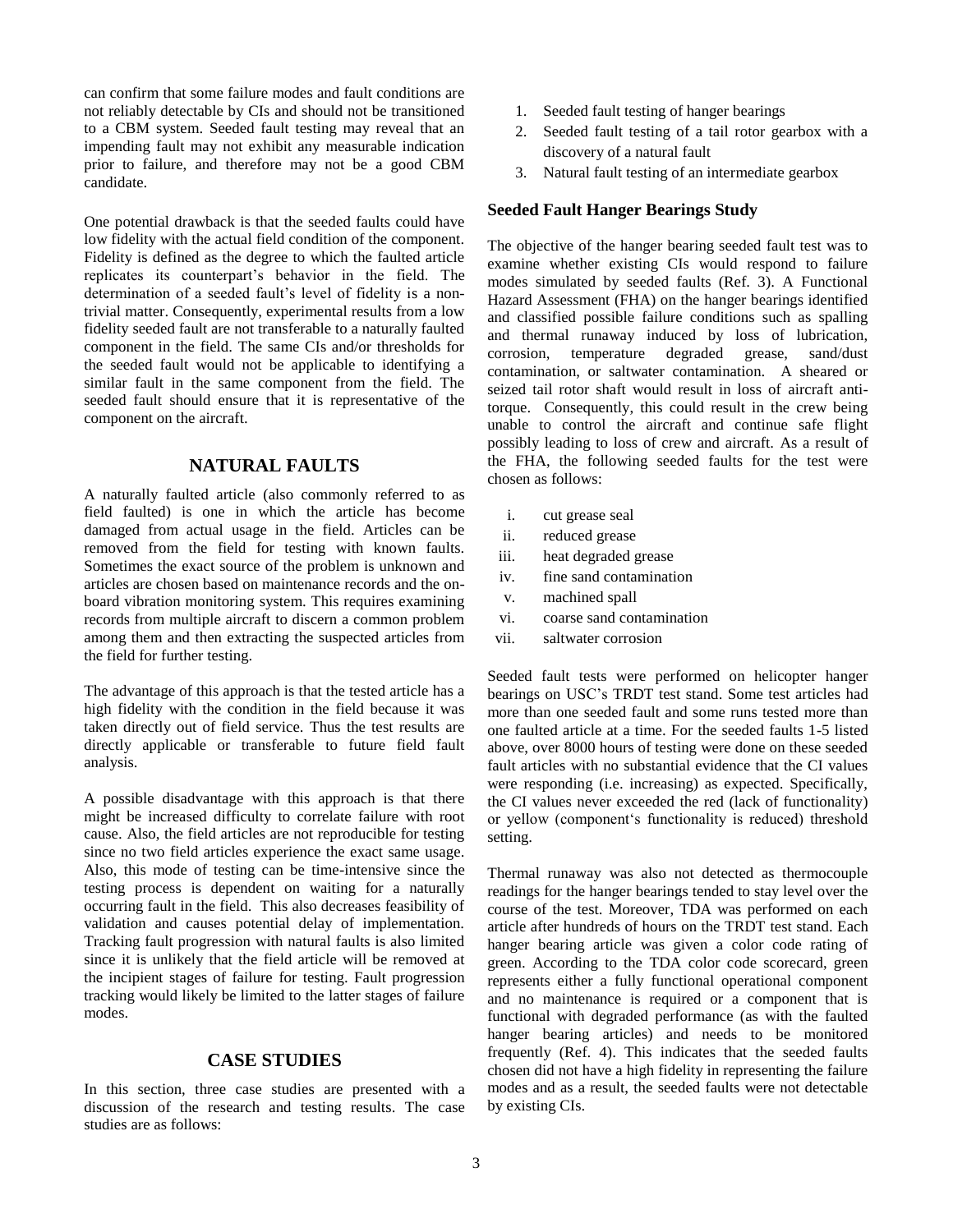can confirm that some failure modes and fault conditions are not reliably detectable by CIs and should not be transitioned to a CBM system. Seeded fault testing may reveal that an impending fault may not exhibit any measurable indication prior to failure, and therefore may not be a good CBM candidate.

One potential drawback is that the seeded faults could have low fidelity with the actual field condition of the component. Fidelity is defined as the degree to which the faulted article replicates its counterpart's behavior in the field. The determination of a seeded fault's level of fidelity is a non-trivial matter. Consequently, experimental results from a low fidelity seeded fault are not transferable to a naturally faulted component in the field. The same CIs and/or thresholds for the seeded fault would not be applicable to identifying a similar fault in the same component from the field. The seeded fault should ensure that it is representative of the component on the aircraft.

## NATURAL FAULTS

A naturally faulted article (also commonly referred to as field faulted) is one in which the article has become damaged from actual usage in the field. Articles can be removed from the field for testing with known faults. Sometimes the exact source of the problem is unknown and articles are chosen based on maintenance records and the on-board vibration monitoring system. This requires examining records from multiple aircraft to discern a common problem among them and then extracting the suspected articles from the field for further testing.

The advantage of this approach is that the tested article has a high fidelity with the condition in the field because it was taken directly out of field service. Thus the test results are directly applicable or transferable to future field fault analysis.

A possible disadvantage with this approach is that there might be increased difficulty to correlate failure with root cause. Also, the field articles are not reproducible for testing since no two field articles experience the exact same usage. Also, this mode of testing can be time-intensive since the testing process is dependent on waiting for a naturally occurring fault in the field. This also decreases feasibility of validation and causes potential delay of implementation. Tracking fault progression with natural faults is also limited since it is unlikely that the field article will be removed at the incipient stages of failure for testing. Fault progression tracking would likely be limited to the latter stages of failure modes.

## CASE STUDIES

In this section, three case studies are presented with a discussion of the research and testing results. The case studies are as follows:

1. Seeded fault testing of hanger bearings
2. Seeded fault testing of a tail rotor gearbox with a discovery of a natural fault
3. Natural fault testing of an intermediate gearbox

### Seeded Fault Hanger Bearings Study

The objective of the hanger bearing seeded fault test was to examine whether existing CIs would respond to failure modes simulated by seeded faults (Ref. 3). A Functional Hazard Assessment (FHA) on the hanger bearings identified and classified possible failure conditions such as spalling and thermal runaway induced by loss of lubrication, corrosion, temperature degraded grease, sand/dust contamination, or saltwater contamination. A sheared or seized tail rotor shaft would result in loss of aircraft anti-torque. Consequently, this could result in the crew being unable to control the aircraft and continue safe flight possibly leading to loss of crew and aircraft. As a result of the FHA, the following seeded faults for the test were chosen as follows:

i. cut grease seal
ii. reduced grease
iii. heat degraded grease
iv. fine sand contamination
v. machined spall
vi. coarse sand contamination
vii. saltwater corrosion

Seeded fault tests were performed on helicopter hanger bearings on USC's TRDT test stand. Some test articles had more than one seeded fault and some runs tested more than one faulted article at a time. For the seeded faults 1-5 listed above, over 8000 hours of testing were done on these seeded fault articles with no substantial evidence that the CI values were responding (i.e. increasing) as expected. Specifically, the CI values never exceeded the red (lack of functionality) or yellow (component's functionality is reduced) threshold setting.

Thermal runaway was also not detected as thermocouple readings for the hanger bearings tended to stay level over the course of the test. Moreover, TDA was performed on each article after hundreds of hours on the TRDT test stand. Each hanger bearing article was given a color code rating of green. According to the TDA color code scorecard, green represents either a fully functional operational component and no maintenance is required or a component that is functional with degraded performance (as with the faulted hanger bearing articles) and needs to be monitored frequently (Ref. 4). This indicates that the seeded faults chosen did not have a high fidelity in representing the failure modes and as a result, the seeded faults were not detectable by existing CIs.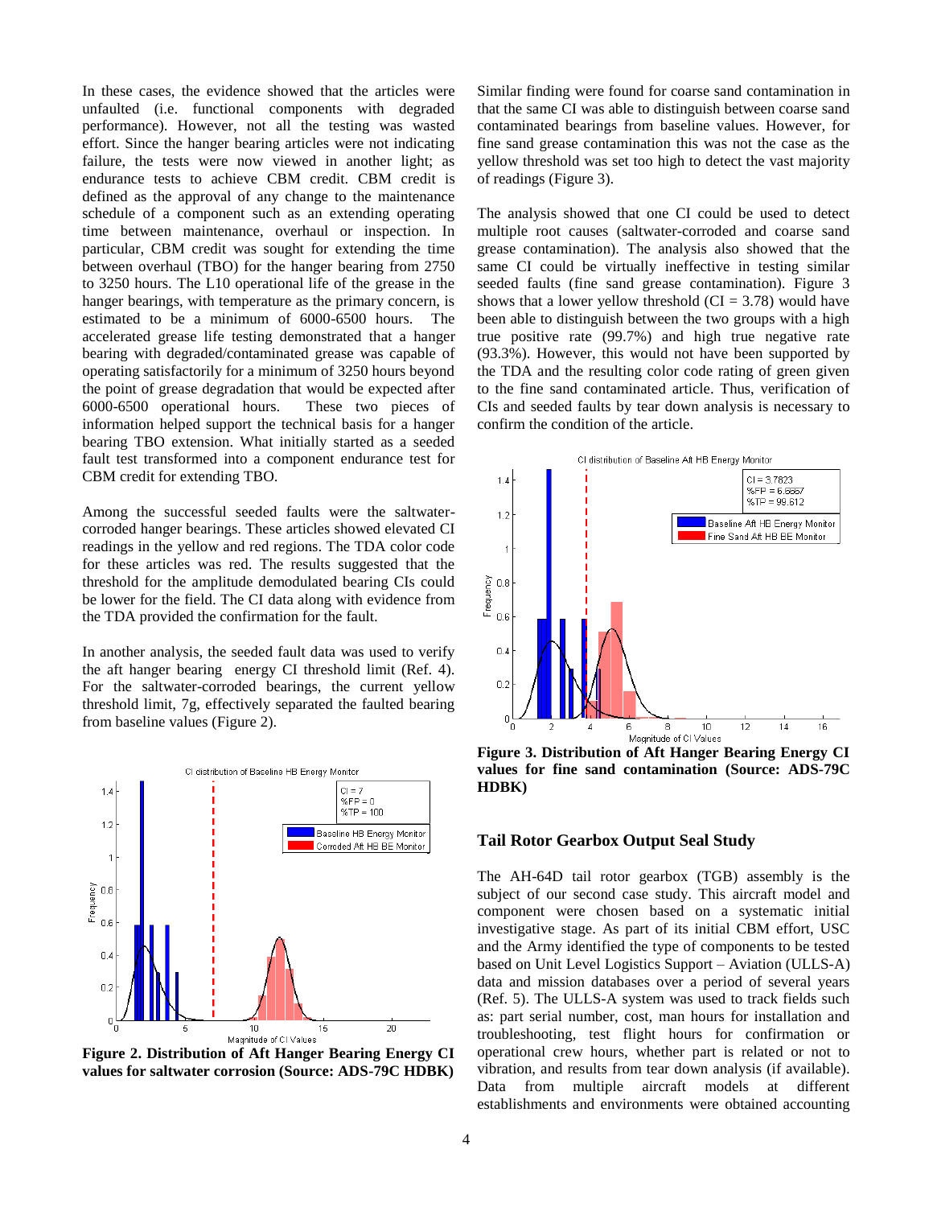In these cases, the evidence showed that the articles were unfaulted (i.e. functional components with degraded performance). However, not all the testing was wasted effort. Since the hanger bearing articles were not indicating failure, the tests were now viewed in another light; as endurance tests to achieve CBM credit. CBM credit is defined as the approval of any change to the maintenance schedule of a component such as an extending operating time between maintenance, overhaul or inspection. In particular, CBM credit was sought for extending the time between overhaul (TBO) for the hanger bearing from 2750 to 3250 hours. The L10 operational life of the grease in the hanger bearings, with temperature as the primary concern, is estimated to be a minimum of 6000-6500 hours. The accelerated grease life testing demonstrated that a hanger bearing with degraded/contaminated grease was capable of operating satisfactorily for a minimum of 3250 hours beyond the point of grease degradation that would be expected after 6000-6500 operational hours. These two pieces of information helped support the technical basis for a hanger bearing TBO extension. What initially started as a seeded fault test transformed into a component endurance test for CBM credit for extending TBO.

Among the successful seeded faults were the saltwater-corroded hanger bearings. These articles showed elevated CI readings in the yellow and red regions. The TDA color code for these articles was red. The results suggested that the threshold for the amplitude demodulated bearing CIs could be lower for the field. The CI data along with evidence from the TDA provided the confirmation for the fault.

In another analysis, the seeded fault data was used to verify the aft hanger bearing energy CI threshold limit (Ref. 4). For the saltwater-corroded bearings, the current yellow threshold limit, 7g, effectively separated the faulted bearing from baseline values (Figure 2).

**Figure 2. Distribution of Aft Hanger Bearing Energy CI values for saltwater corrosion (Source: ADS-79C HDBK)**

Similar finding were found for coarse sand contamination in that the same CI was able to distinguish between coarse sand contaminated bearings from baseline values. However, for fine sand grease contamination this was not the case as the yellow threshold was set too high to detect the vast majority of readings (Figure 3).

The analysis showed that one CI could be used to detect multiple root causes (saltwater-corroded and coarse sand grease contamination). The analysis also showed that the same CI could be virtually ineffective in testing similar seeded faults (fine sand grease contamination). Figure 3 shows that a lower yellow threshold (CI = 3.78) would have been able to distinguish between the two groups with a high true positive rate (99.7%) and high true negative rate (93.3%). However, this would not have been supported by the TDA and the resulting color code rating of green given to the fine sand contaminated article. Thus, verification of CIs and seeded faults by tear down analysis is necessary to confirm the condition of the article.

**Figure 3. Distribution of Aft Hanger Bearing Energy CI values for fine sand contamination (Source: ADS-79C HDBK)**

## Tail Rotor Gearbox Output Seal Study

The AH-64D tail rotor gearbox (TGB) assembly is the subject of our second case study. This aircraft model and component were chosen based on a systematic initial investigative stage. As part of its initial CBM effort, USC and the Army identified the type of components to be tested based on Unit Level Logistics Support – Aviation (ULLS-A) data and mission databases over a period of several years (Ref. 5). The ULLS-A system was used to track fields such as: part serial number, cost, man hours for installation and troubleshooting, test flight hours for confirmation or operational crew hours, whether part is related or not to vibration, and results from tear down analysis (if available). Data from multiple aircraft models at different establishments and environments were obtained accounting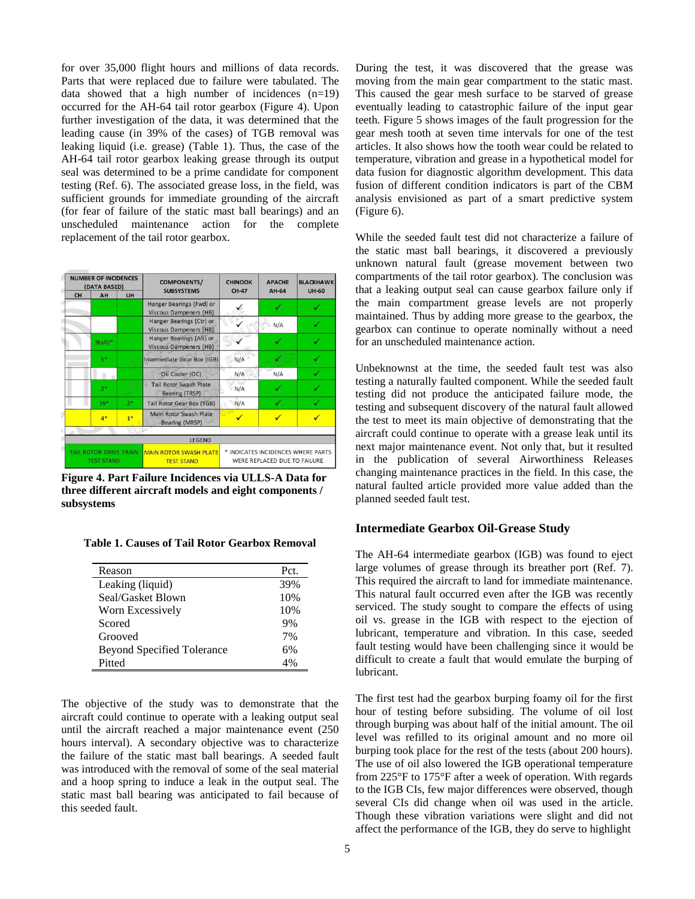for over 35,000 flight hours and millions of data records. Parts that were replaced due to failure were tabulated. The data showed that a high number of incidences (n=19) occurred for the AH-64 tail rotor gearbox (Figure 4). Upon further investigation of the data, it was determined that the leading cause (in 39% of the cases) of TGB removal was leaking liquid (i.e. grease) (Table 1). Thus, the case of the AH-64 tail rotor gearbox leaking grease through its output seal was determined to be a prime candidate for component testing (Ref. 6). The associated grease loss, in the field, was sufficient grounds for immediate grounding of the aircraft (for fear of failure of the static mast ball bearings) and an unscheduled maintenance action for the complete replacement of the tail rotor gearbox.

| NUMBER OF INCIDENCES (DATA BASED) | | | COMPONENTS/ SUBSYSTEMS | CHINOOK CH-47 | APACHE AH-64 | BLACKHAWK UH-60 |
|---|---|---|---|---|---|---|
| CH | AH | UH | | | | |
| | | | Hanger Bearings (Fwd) or Viscous Dampeners (HB) | ✓ | ✓ | ✓ |
| | | | Hanger Bearings (Ctr) or Viscous Dampeners (HB) | ✓ | N/A | ✓ |
| | 9(aft)* | | Hanger Bearings (Aft) or Viscous Dampeners (HB) | ✓ | ✓ | ✓ |
| | 5* | | Intermediate Gear Box (IGB) | N/A | ✓ | ✓ |
| | | | Oil Cooler (OC) | N/A | N/A | ✓ |
| | 2* | | Tail Rotor Swash Plate Bearing (TRSP) | N/A | ✓ | ✓ |
| | 19* | 2* | Tail Rotor Gear Box (TGB) | N/A | ✓ | ✓ |
| | 4* | 1* | Main Rotor Swash Plate Bearing (MRSP) | ✓ | ✓ | ✓ |

LEGEND: TAIL ROTOR DRIVE TRAIN TEST STAND; MAIN ROTOR SWASH PLATE TEST STAND; * INDICATES INCIDENCES WHERE PARTS WERE REPLACED DUE TO FAILURE

**Figure 4. Part Failure Incidences via ULLS-A Data for three different aircraft models and eight components / subsystems**

**Table 1. Causes of Tail Rotor Gearbox Removal**

| Reason | Pct. |
|---|---|
| Leaking (liquid) | 39% |
| Seal/Gasket Blown | 10% |
| Worn Excessively | 10% |
| Scored | 9% |
| Grooved | 7% |
| Beyond Specified Tolerance | 6% |
| Pitted | 4% |

The objective of the study was to demonstrate that the aircraft could continue to operate with a leaking output seal until the aircraft reached a major maintenance event (250 hours interval). A secondary objective was to characterize the failure of the static mast ball bearings. A seeded fault was introduced with the removal of some of the seal material and a hoop spring to induce a leak in the output seal. The static mast ball bearing was anticipated to fail because of this seeded fault.

During the test, it was discovered that the grease was moving from the main gear compartment to the static mast. This caused the gear mesh surface to be starved of grease eventually leading to catastrophic failure of the input gear teeth. Figure 5 shows images of the fault progression for the gear mesh tooth at seven time intervals for one of the test articles. It also shows how the tooth wear could be related to temperature, vibration and grease in a hypothetical model for data fusion for diagnostic algorithm development. This data fusion of different condition indicators is part of the CBM analysis envisioned as part of a smart predictive system (Figure 6).

While the seeded fault test did not characterize a failure of the static mast ball bearings, it discovered a previously unknown natural fault (grease movement between two compartments of the tail rotor gearbox). The conclusion was that a leaking output seal can cause gearbox failure only if the main compartment grease levels are not properly maintained. Thus by adding more grease to the gearbox, the gearbox can continue to operate nominally without a need for an unscheduled maintenance action.

Unbeknownst at the time, the seeded fault test was also testing a naturally faulted component. While the seeded fault testing did not produce the anticipated failure mode, the testing and subsequent discovery of the natural fault allowed the test to meet its main objective of demonstrating that the aircraft could continue to operate with a grease leak until its next major maintenance event. Not only that, but it resulted in the publication of several Airworthiness Releases changing maintenance practices in the field. In this case, the natural faulted article provided more value added than the planned seeded fault test.

## Intermediate Gearbox Oil-Grease Study

The AH-64 intermediate gearbox (IGB) was found to eject large volumes of grease through its breather port (Ref. 7). This required the aircraft to land for immediate maintenance. This natural fault occurred even after the IGB was recently serviced. The study sought to compare the effects of using oil vs. grease in the IGB with respect to the ejection of lubricant, temperature and vibration. In this case, seeded fault testing would have been challenging since it would be difficult to create a fault that would emulate the burping of lubricant.

The first test had the gearbox burping foamy oil for the first hour of testing before subsiding. The volume of oil lost through burping was about half of the initial amount. The oil level was refilled to its original amount and no more oil burping took place for the rest of the tests (about 200 hours). The use of oil also lowered the IGB operational temperature from 225°F to 175°F after a week of operation. With regards to the IGB CIs, few major differences were observed, though several CIs did change when oil was used in the article. Though these vibration variations were slight and did not affect the performance of the IGB, they do serve to highlight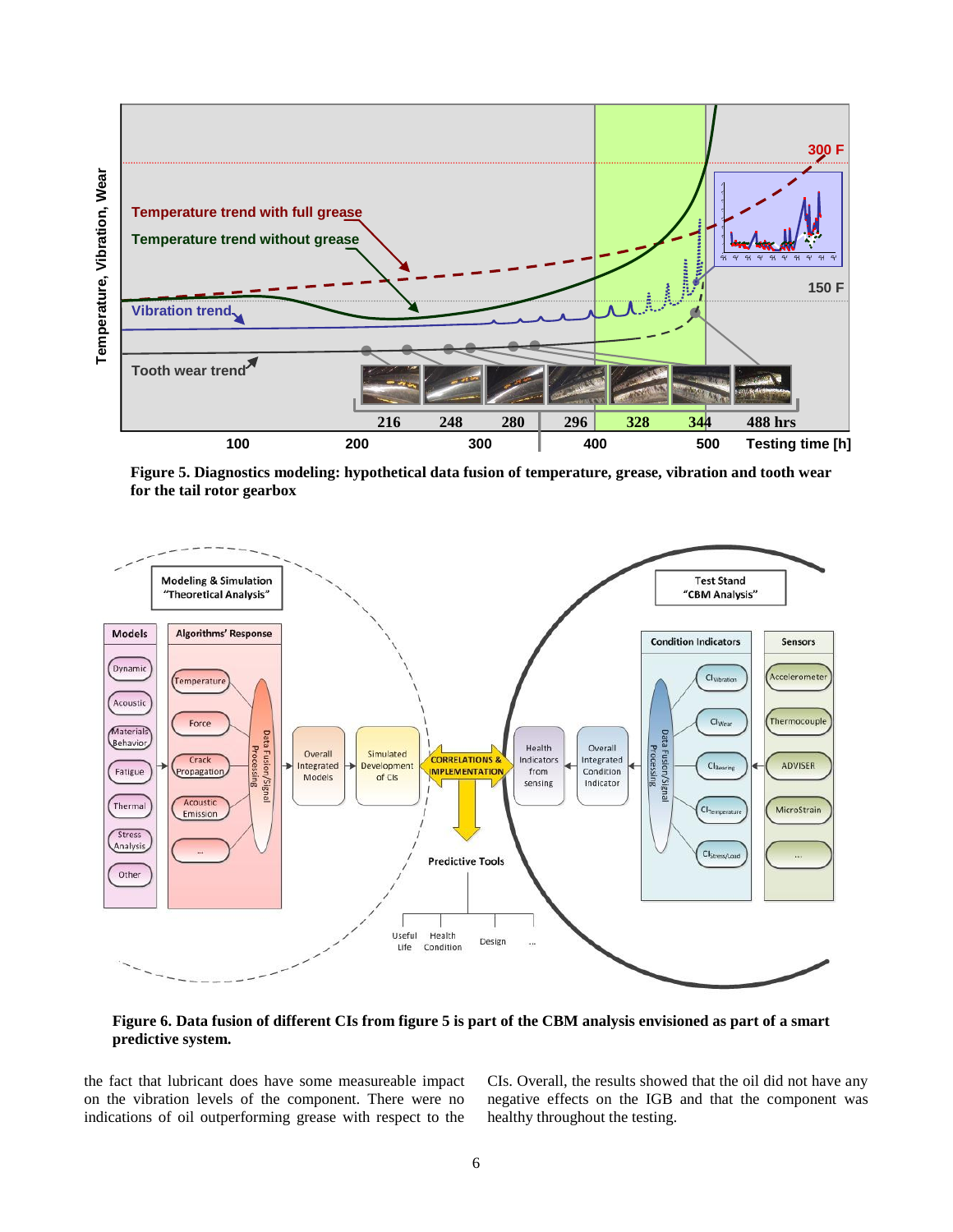**Figure 5. Diagnostics modeling: hypothetical data fusion of temperature, grease, vibration and tooth wear for the tail rotor gearbox**

**Figure 6. Data fusion of different CIs from figure 5 is part of the CBM analysis envisioned as part of a smart predictive system.**

the fact that lubricant does have some measureable impact on the vibration levels of the component. There were no indications of oil outperforming grease with respect to the CIs. Overall, the results showed that the oil did not have any negative effects on the IGB and that the component was healthy throughout the testing.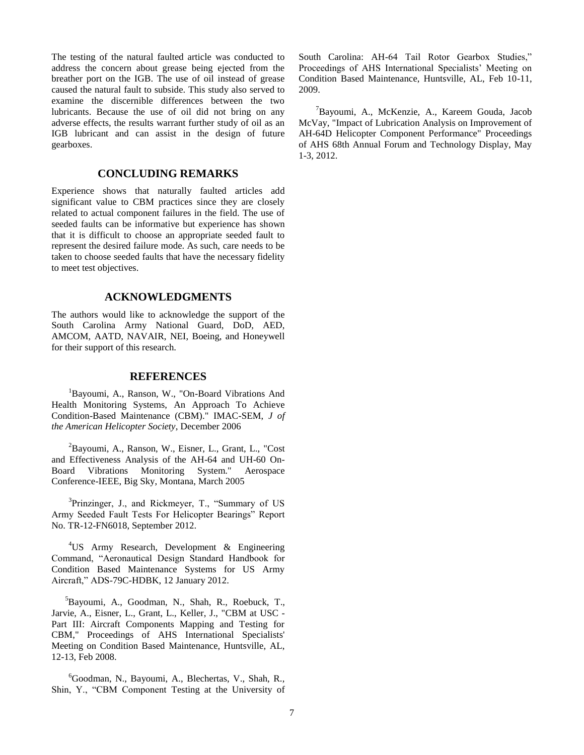The testing of the natural faulted article was conducted to address the concern about grease being ejected from the breather port on the IGB. The use of oil instead of grease caused the natural fault to subside. This study also served to examine the discernible differences between the two lubricants. Because the use of oil did not bring on any adverse effects, the results warrant further study of oil as an IGB lubricant and can assist in the design of future gearboxes.

## CONCLUDING REMARKS

Experience shows that naturally faulted articles add significant value to CBM practices since they are closely related to actual component failures in the field. The use of seeded faults can be informative but experience has shown that it is difficult to choose an appropriate seeded fault to represent the desired failure mode. As such, care needs to be taken to choose seeded faults that have the necessary fidelity to meet test objectives.

## ACKNOWLEDGMENTS

The authors would like to acknowledge the support of the South Carolina Army National Guard, DoD, AED, AMCOM, AATD, NAVAIR, NEI, Boeing, and Honeywell for their support of this research.

## REFERENCES

[1]Bayoumi, A., Ranson, W., "On-Board Vibrations And Health Monitoring Systems, An Approach To Achieve Condition-Based Maintenance (CBM)." IMAC-SEM, *J of the American Helicopter Society*, December 2006

[2]Bayoumi, A., Ranson, W., Eisner, L., Grant, L., "Cost and Effectiveness Analysis of the AH-64 and UH-60 On-Board Vibrations Monitoring System." Aerospace Conference-IEEE, Big Sky, Montana, March 2005

[3]Prinzinger, J., and Rickmeyer, T., "Summary of US Army Seeded Fault Tests For Helicopter Bearings" Report No. TR-12-FN6018, September 2012.

[4]US Army Research, Development & Engineering Command, "Aeronautical Design Standard Handbook for Condition Based Maintenance Systems for US Army Aircraft," ADS-79C-HDBK, 12 January 2012.

[5]Bayoumi, A., Goodman, N., Shah, R., Roebuck, T., Jarvie, A., Eisner, L., Grant, L., Keller, J., "CBM at USC - Part III: Aircraft Components Mapping and Testing for CBM," Proceedings of AHS International Specialists' Meeting on Condition Based Maintenance, Huntsville, AL, 12-13, Feb 2008.

[6]Goodman, N., Bayoumi, A., Blechertas, V., Shah, R., Shin, Y., "CBM Component Testing at the University of South Carolina: AH-64 Tail Rotor Gearbox Studies," Proceedings of AHS International Specialists' Meeting on Condition Based Maintenance, Huntsville, AL, Feb 10-11, 2009.

[7]Bayoumi, A., McKenzie, A., Kareem Gouda, Jacob McVay, "Impact of Lubrication Analysis on Improvement of AH-64D Helicopter Component Performance" Proceedings of AHS 68th Annual Forum and Technology Display, May 1-3, 2012.